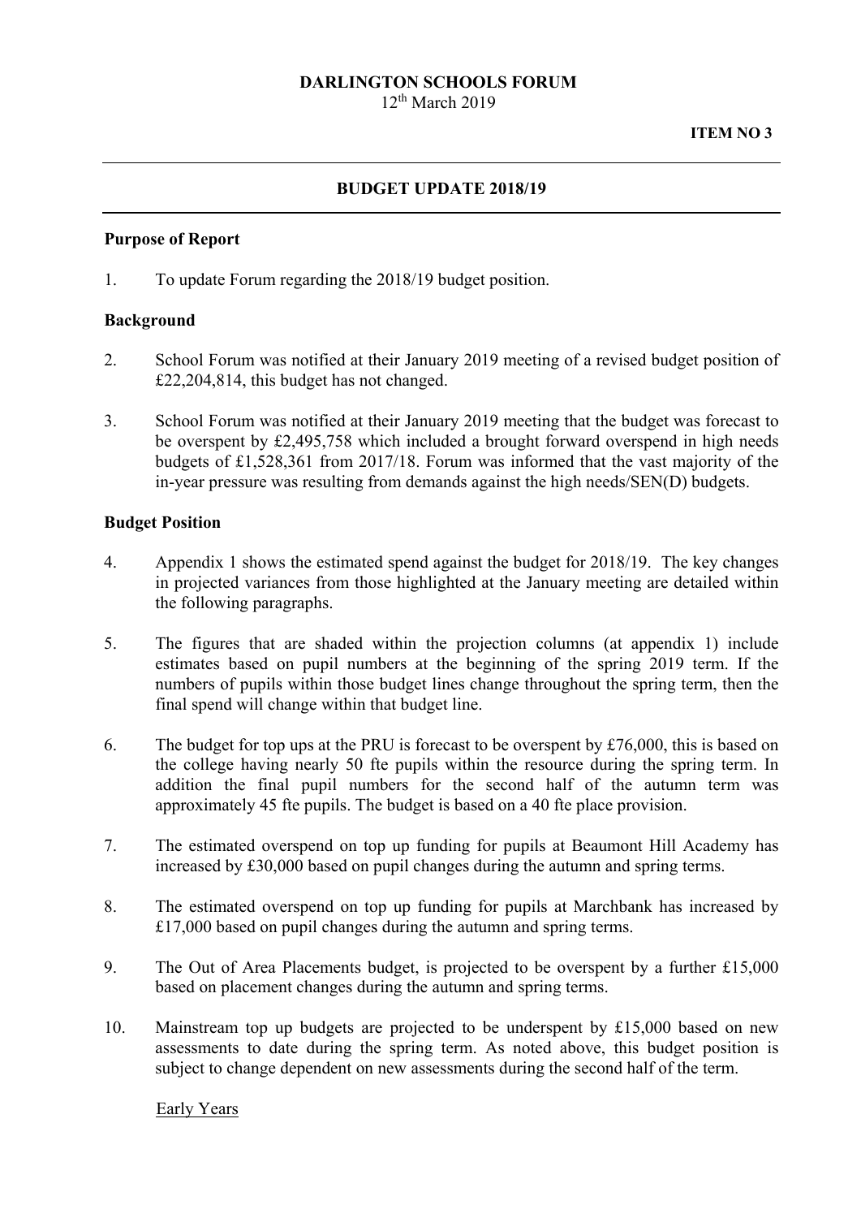**DARLINGTON SCHOOLS FORUM**

12th March 2019

**ITEM NO 3**

---

**BUDGET UPDATE 2018/19**

---

**Purpose of Report**

1. To update Forum regarding the 2018/19 budget position.

**Background**

2. School Forum was notified at their January 2019 meeting of a revised budget position of £22,204,814, this budget has not changed.

3. School Forum was notified at their January 2019 meeting that the budget was forecast to be overspent by £2,495,758 which included a brought forward overspend in high needs budgets of £1,528,361 from 2017/18. Forum was informed that the vast majority of the in-year pressure was resulting from demands against the high needs/SEN(D) budgets.

**Budget Position**

4. Appendix 1 shows the estimated spend against the budget for 2018/19. The key changes in projected variances from those highlighted at the January meeting are detailed within the following paragraphs.

5. The figures that are shaded within the projection columns (at appendix 1) include estimates based on pupil numbers at the beginning of the spring 2019 term. If the numbers of pupils within those budget lines change throughout the spring term, then the final spend will change within that budget line.

6. The budget for top ups at the PRU is forecast to be overspent by £76,000, this is based on the college having nearly 50 fte pupils within the resource during the spring term. In addition the final pupil numbers for the second half of the autumn term was approximately 45 fte pupils. The budget is based on a 40 fte place provision.

7. The estimated overspend on top up funding for pupils at Beaumont Hill Academy has increased by £30,000 based on pupil changes during the autumn and spring terms.

8. The estimated overspend on top up funding for pupils at Marchbank has increased by £17,000 based on pupil changes during the autumn and spring terms.

9. The Out of Area Placements budget, is projected to be overspent by a further £15,000 based on placement changes during the autumn and spring terms.

10. Mainstream top up budgets are projected to be underspent by £15,000 based on new assessments to date during the spring term. As noted above, this budget position is subject to change dependent on new assessments during the second half of the term.

Early Years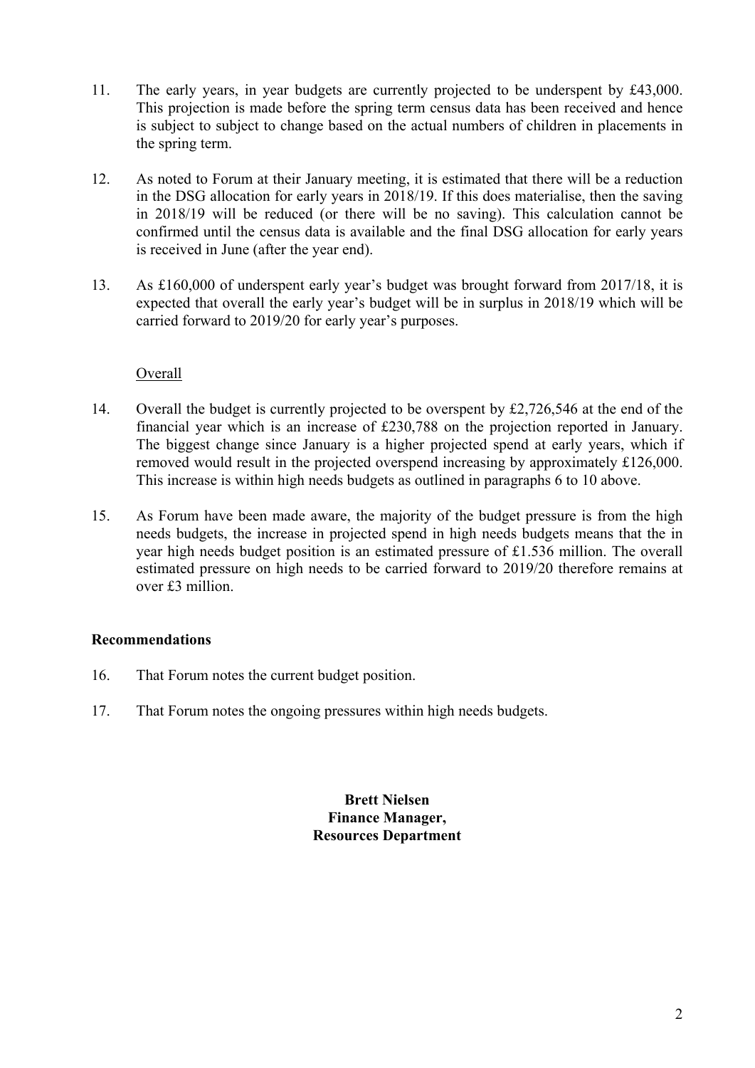11. The early years, in year budgets are currently projected to be underspent by £43,000. This projection is made before the spring term census data has been received and hence is subject to subject to change based on the actual numbers of children in placements in the spring term.

12. As noted to Forum at their January meeting, it is estimated that there will be a reduction in the DSG allocation for early years in 2018/19. If this does materialise, then the saving in 2018/19 will be reduced (or there will be no saving). This calculation cannot be confirmed until the census data is available and the final DSG allocation for early years is received in June (after the year end).

13. As £160,000 of underspent early year's budget was brought forward from 2017/18, it is expected that overall the early year's budget will be in surplus in 2018/19 which will be carried forward to 2019/20 for early year's purposes.

<u>Overall</u>

14. Overall the budget is currently projected to be overspent by £2,726,546 at the end of the financial year which is an increase of £230,788 on the projection reported in January. The biggest change since January is a higher projected spend at early years, which if removed would result in the projected overspend increasing by approximately £126,000. This increase is within high needs budgets as outlined in paragraphs 6 to 10 above.

15. As Forum have been made aware, the majority of the budget pressure is from the high needs budgets, the increase in projected spend in high needs budgets means that the in year high needs budget position is an estimated pressure of £1.536 million. The overall estimated pressure on high needs to be carried forward to 2019/20 therefore remains at over £3 million.

**Recommendations**

16. That Forum notes the current budget position.

17. That Forum notes the ongoing pressures within high needs budgets.

**Brett Nielsen**
**Finance Manager,**
**Resources Department**